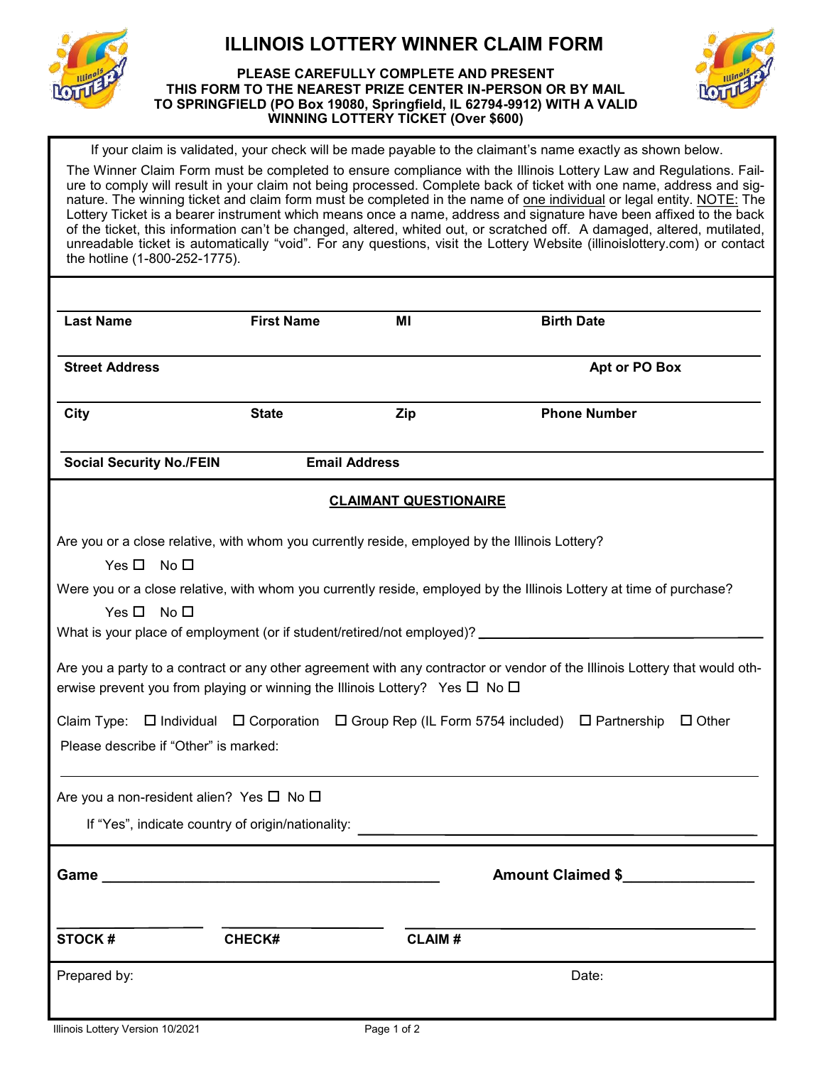# ILLINOIS LOTTERY WINNER CLAIM FORM

**PLEASE CAREFULLY COMPLETE AND PRESENT THIS FORM TO THE NEAREST PRIZE CENTER IN-PERSON OR BY MAIL TO SPRINGFIELD (PO Box 19080, Springfield, IL 62794-9912) WITH A VALID WINNING LOTTERY TICKET (Over $600)**

If your claim is validated, your check will be made payable to the claimant's name exactly as shown below.

The Winner Claim Form must be completed to ensure compliance with the Illinois Lottery Law and Regulations. Failure to comply will result in your claim not being processed. Complete back of ticket with one name, address and signature. The winning ticket and claim form must be completed in the name of one individual or legal entity. NOTE: The Lottery Ticket is a bearer instrument which means once a name, address and signature have been affixed to the back of the ticket, this information can't be changed, altered, whited out, or scratched off. A damaged, altered, mutilated, unreadable ticket is automatically "void". For any questions, visit the Lottery Website (illinoislottery.com) or contact the hotline (1-800-252-1775).

| **Last Name** | **First Name** | **MI** | **Birth Date** |
|---|---|---|---|
| **Street Address** | | | **Apt or PO Box** |
| **City** | **State** | **Zip** | **Phone Number** |
| **Social Security No./FEIN** | **Email Address** | | |

## CLAIMANT QUESTIONAIRE

Are you or a close relative, with whom you currently reside, employed by the Illinois Lottery?

Yes ☐ No ☐

Were you or a close relative, with whom you currently reside, employed by the Illinois Lottery at time of purchase?

Yes ☐ No ☐

What is your place of employment (or if student/retired/not employed)? ______________________

Are you a party to a contract or any other agreement with any contractor or vendor of the Illinois Lottery that would otherwise prevent you from playing or winning the Illinois Lottery? Yes ☐ No ☐

Claim Type: ☐ Individual ☐ Corporation ☐ Group Rep (IL Form 5754 included) ☐ Partnership ☐ Other

Please describe if "Other" is marked:

______________________

Are you a non-resident alien? Yes ☐ No ☐

If "Yes", indicate country of origin/nationality: ______________________

**Game** ______________________ **Amount Claimed $**______________

| **STOCK #** | **CHECK#** | **CLAIM #** |
|---|---|---|

Prepared by: Date:

Illinois Lottery Version 10/2021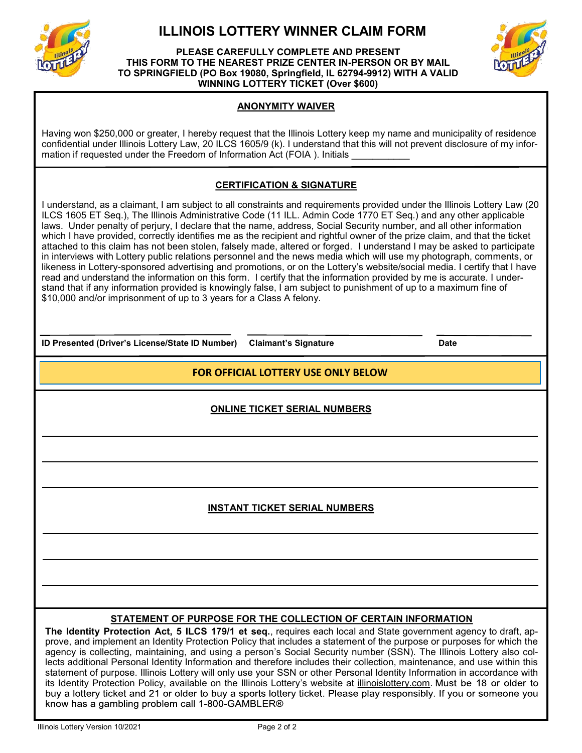# ILLINOIS LOTTERY WINNER CLAIM FORM

**PLEASE CAREFULLY COMPLETE AND PRESENT THIS FORM TO THE NEAREST PRIZE CENTER IN-PERSON OR BY MAIL TO SPRINGFIELD (PO Box 19080, Springfield, IL 62794-9912) WITH A VALID WINNING LOTTERY TICKET (Over $600)**

## ANONYMITY WAIVER

Having won $250,000 or greater, I hereby request that the Illinois Lottery keep my name and municipality of residence confidential under Illinois Lottery Law, 20 ILCS 1605/9 (k). I understand that this will not prevent disclosure of my information if requested under the Freedom of Information Act (FOIA ). Initials ___________

## CERTIFICATION & SIGNATURE

I understand, as a claimant, I am subject to all constraints and requirements provided under the Illinois Lottery Law (20 ILCS 1605 ET Seq.), The Illinois Administrative Code (11 ILL. Admin Code 1770 ET Seq.) and any other applicable laws. Under penalty of perjury, I declare that the name, address, Social Security number, and all other information which I have provided, correctly identifies me as the recipient and rightful owner of the prize claim, and that the ticket attached to this claim has not been stolen, falsely made, altered or forged. I understand I may be asked to participate in interviews with Lottery public relations personnel and the news media which will use my photograph, comments, or likeness in Lottery-sponsored advertising and promotions, or on the Lottery's website/social media. I certify that I have read and understand the information on this form. I certify that the information provided by me is accurate. I understand that if any information provided is knowingly false, I am subject to punishment of up to a maximum fine of $10,000 and/or imprisonment of up to 3 years for a Class A felony.

| ________________________ | ________________________ | ______________ |
|---|---|---|
| **ID Presented (Driver's License/State ID Number)** | **Claimant's Signature** | **Date** |

**FOR OFFICIAL LOTTERY USE ONLY BELOW**

## ONLINE TICKET SERIAL NUMBERS

______________________________________________

______________________________________________

______________________________________________

## INSTANT TICKET SERIAL NUMBERS

______________________________________________

______________________________________________

______________________________________________

## STATEMENT OF PURPOSE FOR THE COLLECTION OF CERTAIN INFORMATION

**The Identity Protection Act, 5 ILCS 179/1 et seq.**, requires each local and State government agency to draft, approve, and implement an Identity Protection Policy that includes a statement of the purpose or purposes for which the agency is collecting, maintaining, and using a person's Social Security number (SSN). The Illinois Lottery also collects additional Personal Identity Information and therefore includes their collection, maintenance, and use within this statement of purpose. Illinois Lottery will only use your SSN or other Personal Identity Information in accordance with its Identity Protection Policy, available on the Illinois Lottery's website at illinoislottery.com. Must be 18 or older to buy a lottery ticket and 21 or older to buy a sports lottery ticket. Please play responsibly. If you or someone you know has a gambling problem call 1-800-GAMBLER®

Illinois Lottery Version 10/2021